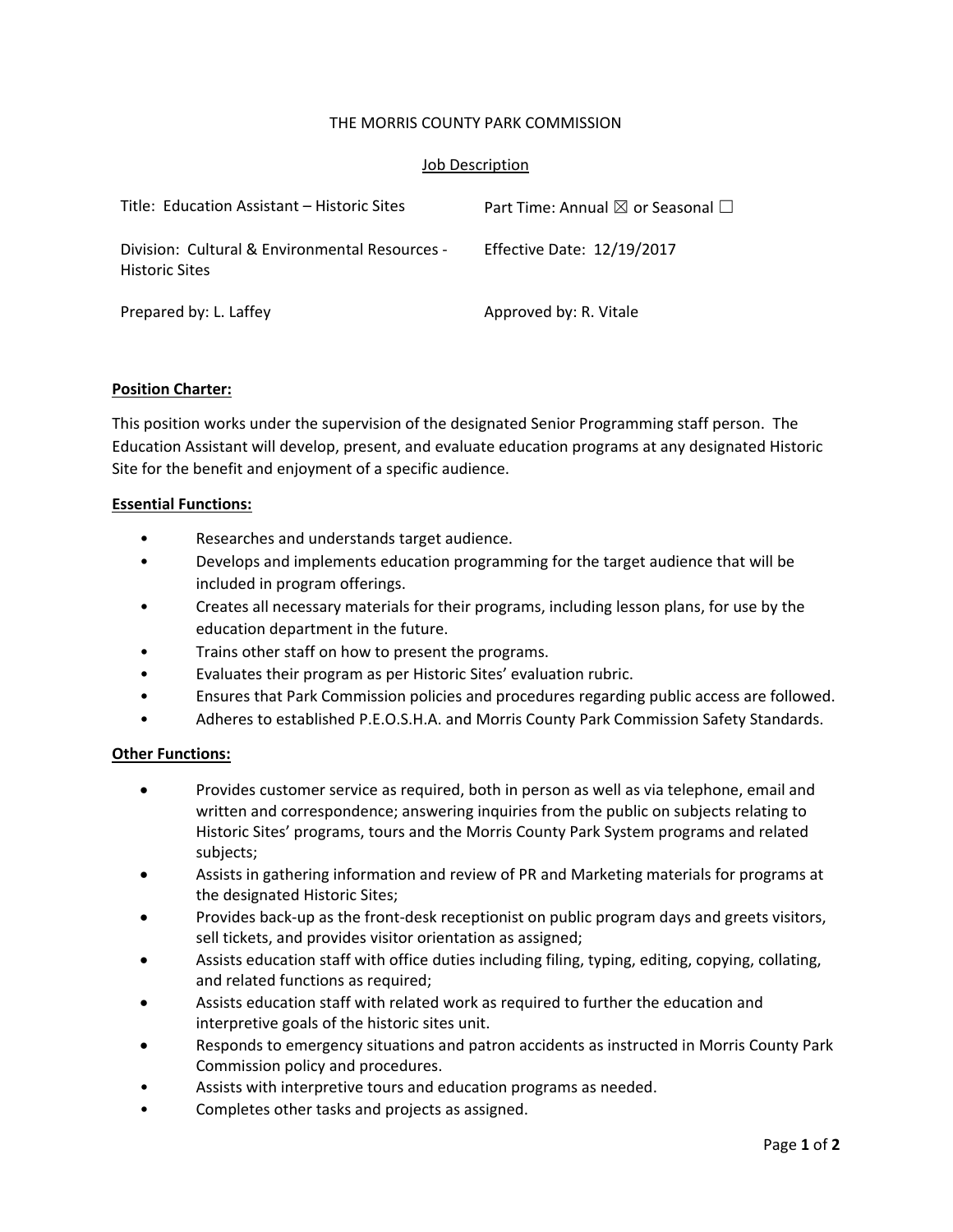THE MORRIS COUNTY PARK COMMISSION

Job Description

| | |
|---|---|
| Title: Education Assistant – Historic Sites | Part Time: Annual ☒ or Seasonal ☐ |
| Division: Cultural & Environmental Resources - Historic Sites | Effective Date: 12/19/2017 |
| Prepared by: L. Laffey | Approved by: R. Vitale |

**Position Charter:**

This position works under the supervision of the designated Senior Programming staff person. The Education Assistant will develop, present, and evaluate education programs at any designated Historic Site for the benefit and enjoyment of a specific audience.

**Essential Functions:**

- Researches and understands target audience.
- Develops and implements education programming for the target audience that will be included in program offerings.
- Creates all necessary materials for their programs, including lesson plans, for use by the education department in the future.
- Trains other staff on how to present the programs.
- Evaluates their program as per Historic Sites' evaluation rubric.
- Ensures that Park Commission policies and procedures regarding public access are followed.
- Adheres to established P.E.O.S.H.A. and Morris County Park Commission Safety Standards.

**Other Functions:**

- Provides customer service as required, both in person as well as via telephone, email and written and correspondence; answering inquiries from the public on subjects relating to Historic Sites' programs, tours and the Morris County Park System programs and related subjects;
- Assists in gathering information and review of PR and Marketing materials for programs at the designated Historic Sites;
- Provides back-up as the front-desk receptionist on public program days and greets visitors, sell tickets, and provides visitor orientation as assigned;
- Assists education staff with office duties including filing, typing, editing, copying, collating, and related functions as required;
- Assists education staff with related work as required to further the education and interpretive goals of the historic sites unit.
- Responds to emergency situations and patron accidents as instructed in Morris County Park Commission policy and procedures.
- Assists with interpretive tours and education programs as needed.
- Completes other tasks and projects as assigned.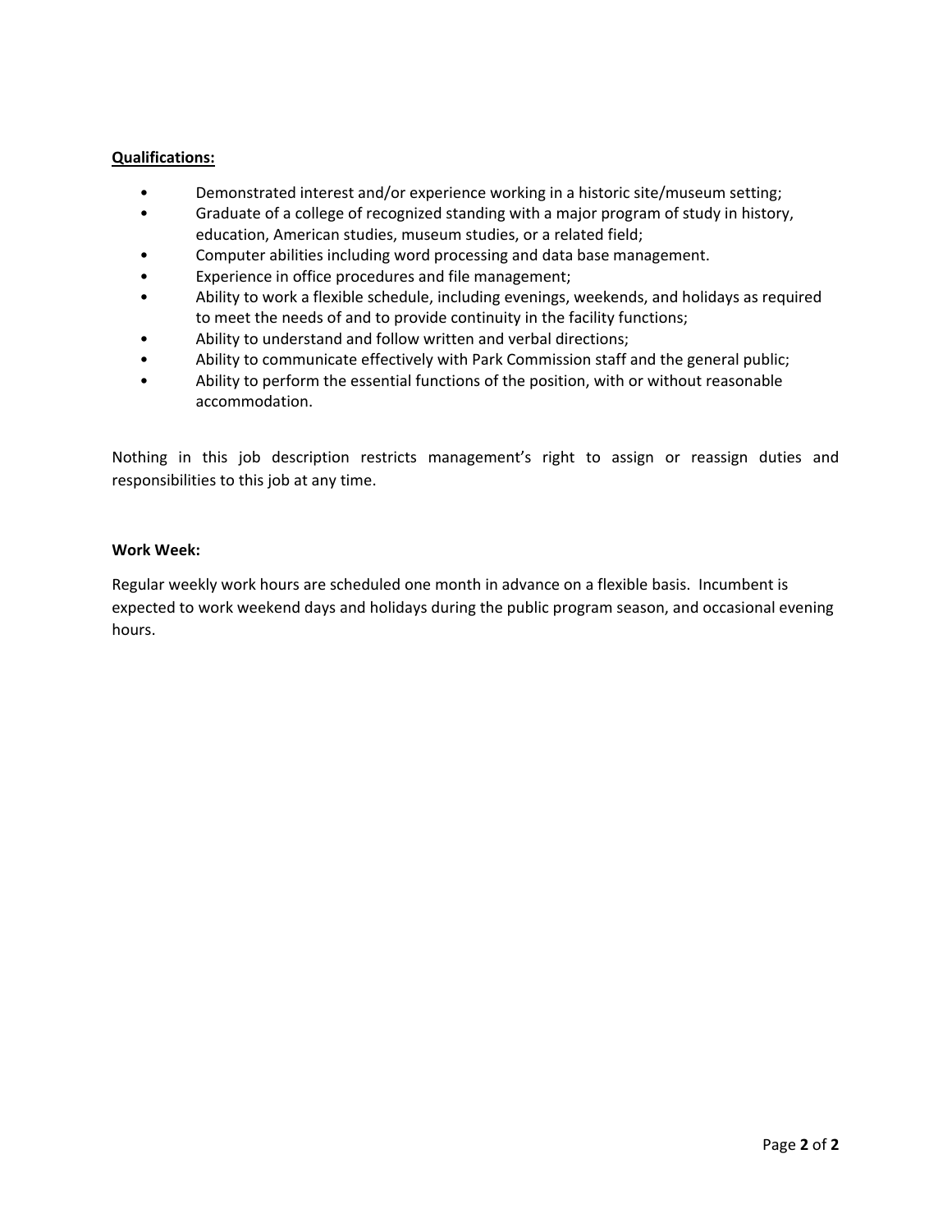**Qualifications:**

- Demonstrated interest and/or experience working in a historic site/museum setting;
- Graduate of a college of recognized standing with a major program of study in history, education, American studies, museum studies, or a related field;
- Computer abilities including word processing and data base management.
- Experience in office procedures and file management;
- Ability to work a flexible schedule, including evenings, weekends, and holidays as required to meet the needs of and to provide continuity in the facility functions;
- Ability to understand and follow written and verbal directions;
- Ability to communicate effectively with Park Commission staff and the general public;
- Ability to perform the essential functions of the position, with or without reasonable accommodation.

Nothing in this job description restricts management's right to assign or reassign duties and responsibilities to this job at any time.

**Work Week:**

Regular weekly work hours are scheduled one month in advance on a flexible basis. Incumbent is expected to work weekend days and holidays during the public program season, and occasional evening hours.